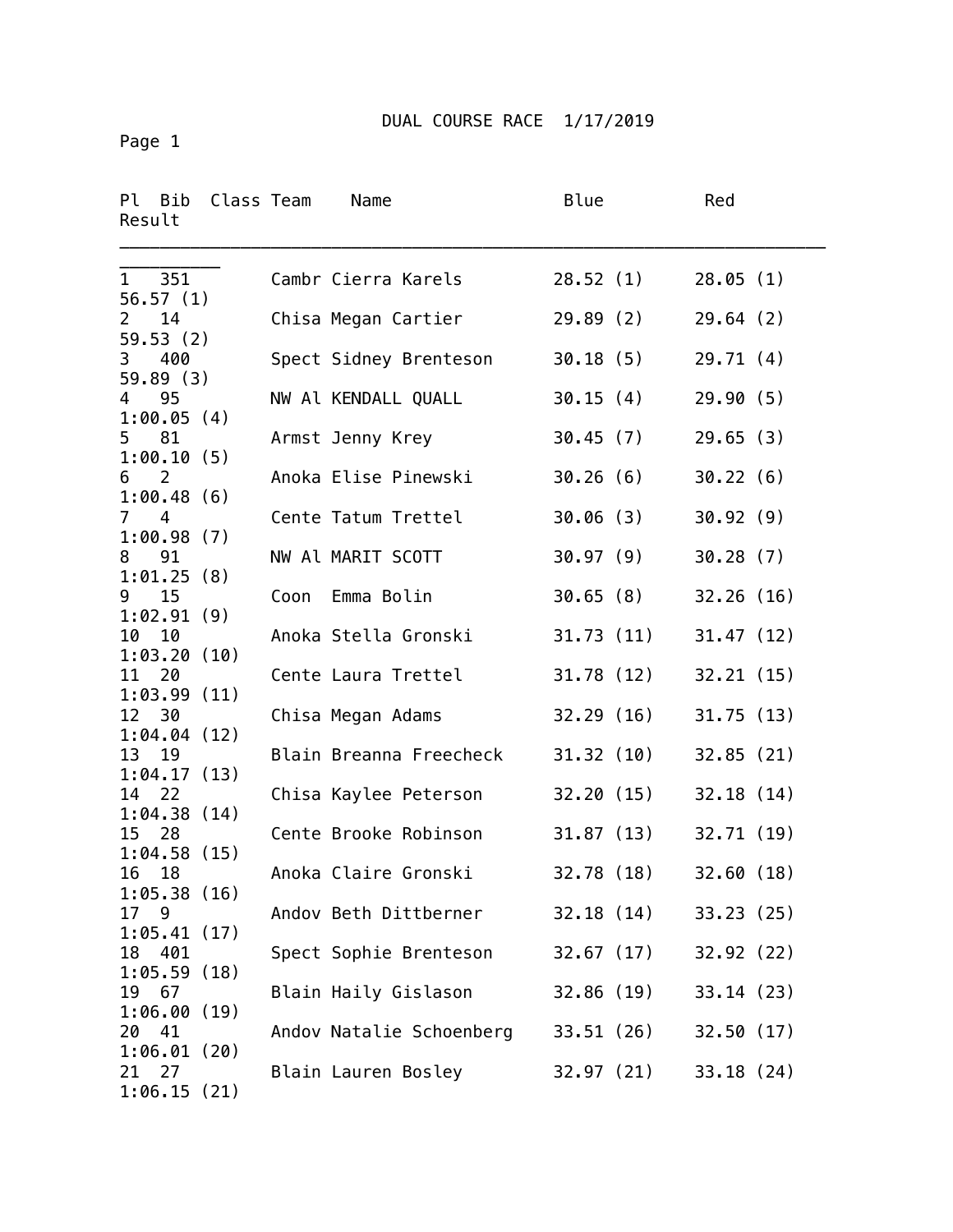# DUAL COURSE RACE 1/17/2019

| Pl | Bib | Class | Team | Name | Blue | Red | Result |
|---|---|---|---|---|---|---|---|
| 1 | 351 | | Cambr | Cierra Karels | 28.52 (1) | 28.05 (1) | 56.57 (1) |
| 2 | 14 | | Chisa | Megan Cartier | 29.89 (2) | 29.64 (2) | 59.53 (2) |
| 3 | 400 | | Spect | Sidney Brenteson | 30.18 (5) | 29.71 (4) | 59.89 (3) |
| 4 | 95 | | NW Al | KENDALL QUALL | 30.15 (4) | 29.90 (5) | 1:00.05 (4) |
| 5 | 81 | | Armst | Jenny Krey | 30.45 (7) | 29.65 (3) | 1:00.10 (5) |
| 6 | 2 | | Anoka | Elise Pinewski | 30.26 (6) | 30.22 (6) | 1:00.48 (6) |
| 7 | 4 | | Cente | Tatum Trettel | 30.06 (3) | 30.92 (9) | 1:00.98 (7) |
| 8 | 91 | | NW Al | MARIT SCOTT | 30.97 (9) | 30.28 (7) | 1:01.25 (8) |
| 9 | 15 | | Coon | Emma Bolin | 30.65 (8) | 32.26 (16) | 1:02.91 (9) |
| 10 | 10 | | Anoka | Stella Gronski | 31.73 (11) | 31.47 (12) | 1:03.20 (10) |
| 11 | 20 | | Cente | Laura Trettel | 31.78 (12) | 32.21 (15) | 1:03.99 (11) |
| 12 | 30 | | Chisa | Megan Adams | 32.29 (16) | 31.75 (13) | 1:04.04 (12) |
| 13 | 19 | | Blain | Breanna Freecheck | 31.32 (10) | 32.85 (21) | 1:04.17 (13) |
| 14 | 22 | | Chisa | Kaylee Peterson | 32.20 (15) | 32.18 (14) | 1:04.38 (14) |
| 15 | 28 | | Cente | Brooke Robinson | 31.87 (13) | 32.71 (19) | 1:04.58 (15) |
| 16 | 18 | | Anoka | Claire Gronski | 32.78 (18) | 32.60 (18) | 1:05.38 (16) |
| 17 | 9 | | Andov | Beth Dittberner | 32.18 (14) | 33.23 (25) | 1:05.41 (17) |
| 18 | 401 | | Spect | Sophie Brenteson | 32.67 (17) | 32.92 (22) | 1:05.59 (18) |
| 19 | 67 | | Blain | Haily Gislason | 32.86 (19) | 33.14 (23) | 1:06.00 (19) |
| 20 | 41 | | Andov | Natalie Schoenberg | 33.51 (26) | 32.50 (17) | 1:06.01 (20) |
| 21 | 27 | | Blain | Lauren Bosley | 32.97 (21) | 33.18 (24) | 1:06.15 (21) |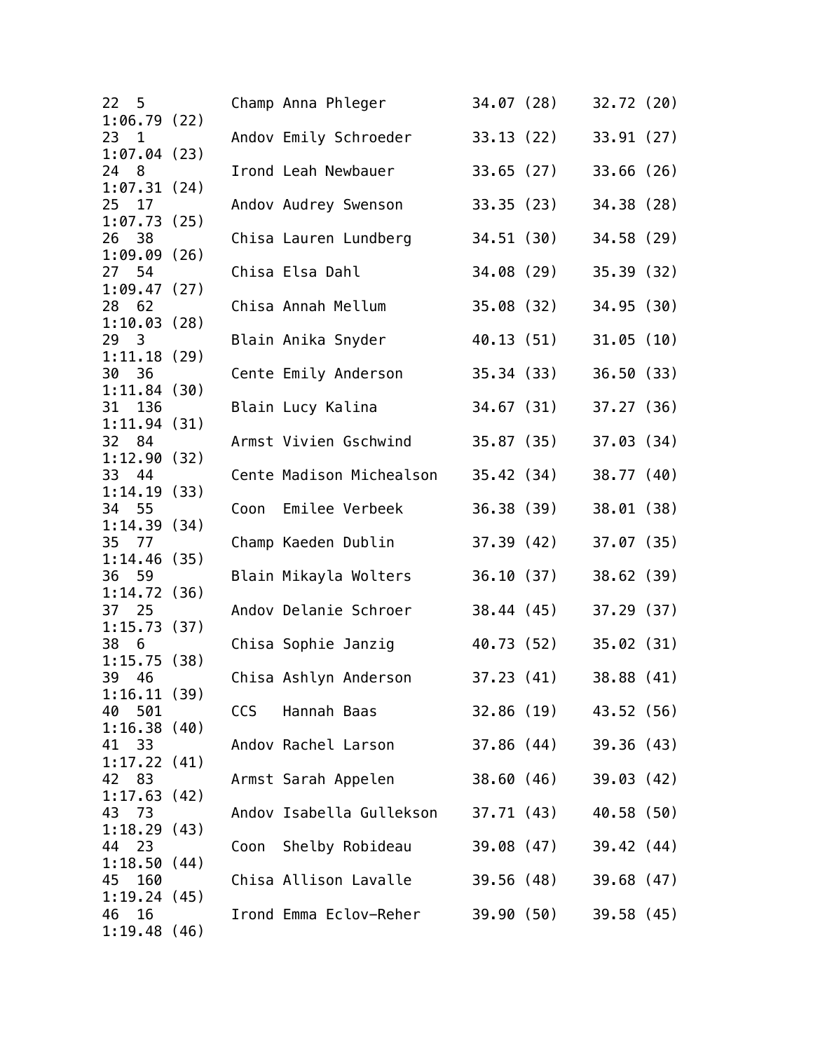```
22  5         Champ Anna Phleger         34.07 (28)    32.72 (20)
1:06.79 (22)
23  1         Andov Emily Schroeder      33.13 (22)    33.91 (27)
1:07.04 (23)
24  8         Irond Leah Newbauer        33.65 (27)    33.66 (26)
1:07.31 (24)
25  17        Andov Audrey Swenson       33.35 (23)    34.38 (28)
1:07.73 (25)
26  38        Chisa Lauren Lundberg      34.51 (30)    34.58 (29)
1:09.09 (26)
27  54        Chisa Elsa Dahl            34.08 (29)    35.39 (32)
1:09.47 (27)
28  62        Chisa Annah Mellum         35.08 (32)    34.95 (30)
1:10.03 (28)
29  3         Blain Anika Snyder         40.13 (51)    31.05 (10)
1:11.18 (29)
30  36        Cente Emily Anderson       35.34 (33)    36.50 (33)
1:11.84 (30)
31  136       Blain Lucy Kalina          34.67 (31)    37.27 (36)
1:11.94 (31)
32  84        Armst Vivien Gschwind      35.87 (35)    37.03 (34)
1:12.90 (32)
33  44        Cente Madison Michealson   35.42 (34)    38.77 (40)
1:14.19 (33)
34  55        Coon  Emilee Verbeek       36.38 (39)    38.01 (38)
1:14.39 (34)
35  77        Champ Kaeden Dublin        37.39 (42)    37.07 (35)
1:14.46 (35)
36  59        Blain Mikayla Wolters      36.10 (37)    38.62 (39)
1:14.72 (36)
37  25        Andov Delanie Schroer      38.44 (45)    37.29 (37)
1:15.73 (37)
38  6         Chisa Sophie Janzig        40.73 (52)    35.02 (31)
1:15.75 (38)
39  46        Chisa Ashlyn Anderson      37.23 (41)    38.88 (41)
1:16.11 (39)
40  501       CCS   Hannah Baas          32.86 (19)    43.52 (56)
1:16.38 (40)
41  33        Andov Rachel Larson        37.86 (44)    39.36 (43)
1:17.22 (41)
42  83        Armst Sarah Appelen        38.60 (46)    39.03 (42)
1:17.63 (42)
43  73        Andov Isabella Gullekson   37.71 (43)    40.58 (50)
1:18.29 (43)
44  23        Coon  Shelby Robideau      39.08 (47)    39.42 (44)
1:18.50 (44)
45  160       Chisa Allison Lavalle      39.56 (48)    39.68 (47)
1:19.24 (45)
46  16        Irond Emma Eclov-Reher     39.90 (50)    39.58 (45)
1:19.48 (46)
```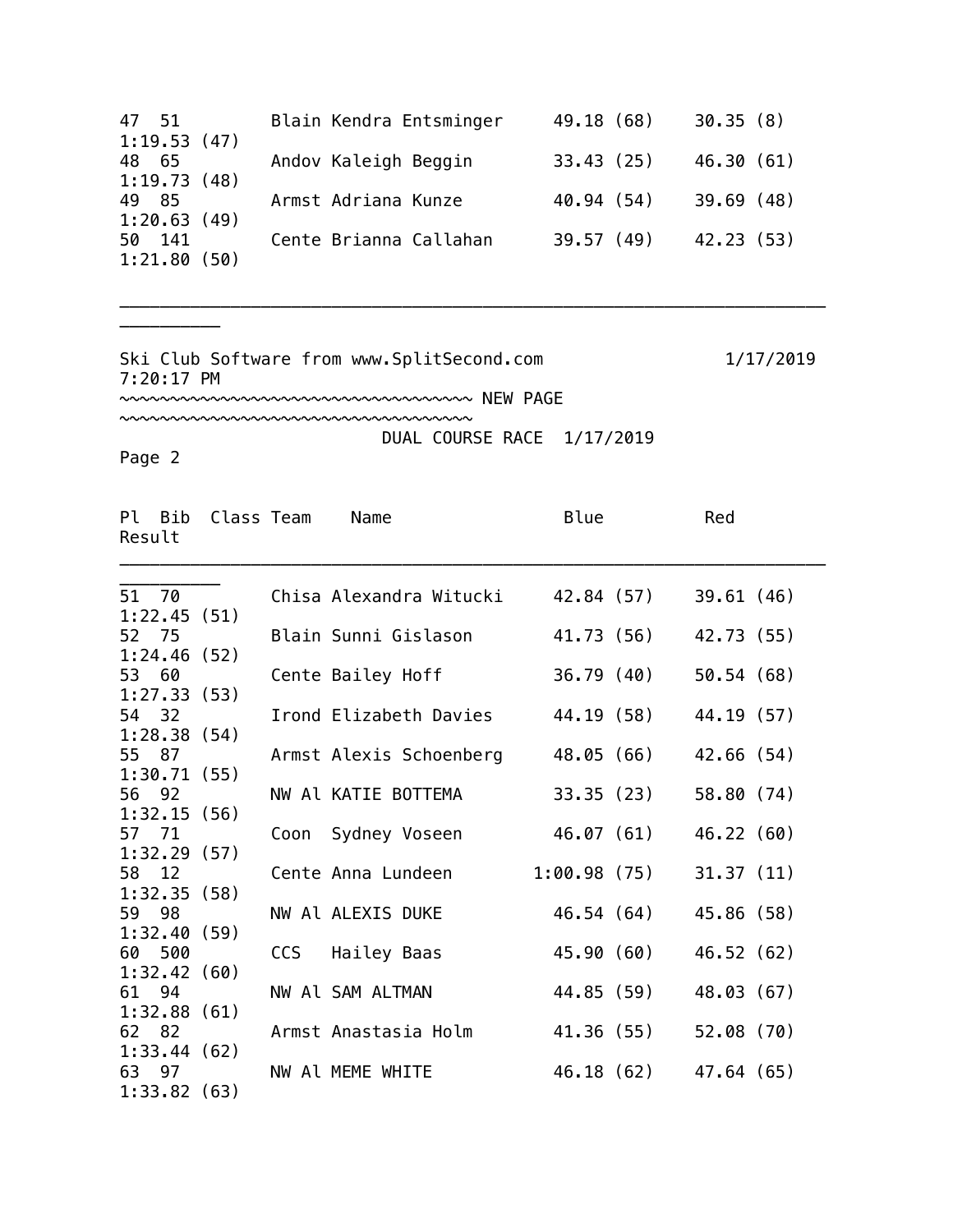| Pl | Bib | Class | Team | Name | Blue | Red | Result |
|---|---|---|---|---|---|---|---|
| 47 | 51 | | Blain | Kendra Entsminger | 49.18 (68) | 30.35 (8) | 1:19.53 (47) |
| 48 | 65 | | Andov | Kaleigh Beggin | 33.43 (25) | 46.30 (61) | 1:19.73 (48) |
| 49 | 85 | | Armst | Adriana Kunze | 40.94 (54) | 39.69 (48) | 1:20.63 (49) |
| 50 | 141 | | Cente | Brianna Callahan | 39.57 (49) | 42.23 (53) | 1:21.80 (50) |

Ski Club Software from www.SplitSecond.com 1/17/2019 7:20:17 PM

~~~~~~~~~~~~~~~~~~~~~~~~~~~~~~~~~~~~ NEW PAGE ~~~~~~~~~~~~~~~~~~~~~~~~~~~~~~~~~~~~

DUAL COURSE RACE 1/17/2019

Page 2

| Pl | Bib | Class | Team | Name | Blue | Red | Result |
|---|---|---|---|---|---|---|---|
| 51 | 70 | | Chisa | Alexandra Witucki | 42.84 (57) | 39.61 (46) | 1:22.45 (51) |
| 52 | 75 | | Blain | Sunni Gislason | 41.73 (56) | 42.73 (55) | 1:24.46 (52) |
| 53 | 60 | | Cente | Bailey Hoff | 36.79 (40) | 50.54 (68) | 1:27.33 (53) |
| 54 | 32 | | Irond | Elizabeth Davies | 44.19 (58) | 44.19 (57) | 1:28.38 (54) |
| 55 | 87 | | Armst | Alexis Schoenberg | 48.05 (66) | 42.66 (54) | 1:30.71 (55) |
| 56 | 92 | | NW Al | KATIE BOTTEMA | 33.35 (23) | 58.80 (74) | 1:32.15 (56) |
| 57 | 71 | | Coon | Sydney Voseen | 46.07 (61) | 46.22 (60) | 1:32.29 (57) |
| 58 | 12 | | Cente | Anna Lundeen | 1:00.98 (75) | 31.37 (11) | 1:32.35 (58) |
| 59 | 98 | | NW Al | ALEXIS DUKE | 46.54 (64) | 45.86 (58) | 1:32.40 (59) |
| 60 | 500 | | CCS | Hailey Baas | 45.90 (60) | 46.52 (62) | 1:32.42 (60) |
| 61 | 94 | | NW Al | SAM ALTMAN | 44.85 (59) | 48.03 (67) | 1:32.88 (61) |
| 62 | 82 | | Armst | Anastasia Holm | 41.36 (55) | 52.08 (70) | 1:33.44 (62) |
| 63 | 97 | | NW Al | MEME WHITE | 46.18 (62) | 47.64 (65) | 1:33.82 (63) |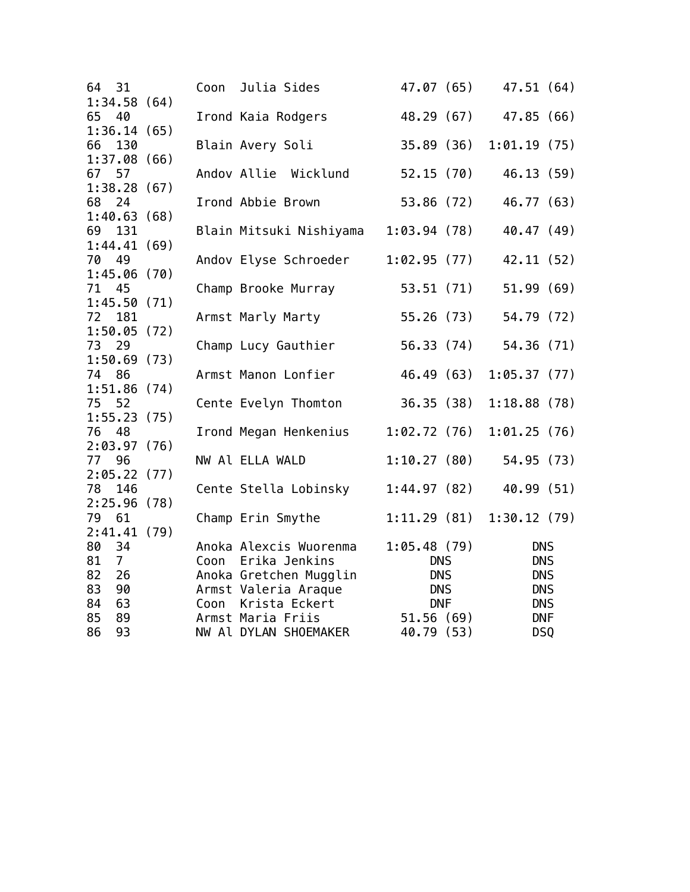```
64  31         Coon  Julia Sides          47.07 (65)    47.51 (64)
1:34.58 (64)
65  40         Irond Kaia Rodgers         48.29 (67)    47.85 (66)
1:36.14 (65)
66  130        Blain Avery Soli           35.89 (36)  1:01.19 (75)
1:37.08 (66)
67  57         Andov Allie  Wicklund      52.15 (70)    46.13 (59)
1:38.28 (67)
68  24         Irond Abbie Brown          53.86 (72)    46.77 (63)
1:40.63 (68)
69  131        Blain Mitsuki Nishiyama  1:03.94 (78)    40.47 (49)
1:44.41 (69)
70  49         Andov Elyse Schroeder    1:02.95 (77)    42.11 (52)
1:45.06 (70)
71  45         Champ Brooke Murray        53.51 (71)    51.99 (69)
1:45.50 (71)
72  181        Armst Marly Marty          55.26 (73)    54.79 (72)
1:50.05 (72)
73  29         Champ Lucy Gauthier        56.33 (74)    54.36 (71)
1:50.69 (73)
74  86         Armst Manon Lonfier        46.49 (63)  1:05.37 (77)
1:51.86 (74)
75  52         Cente Evelyn Thomton       36.35 (38)  1:18.88 (78)
1:55.23 (75)
76  48         Irond Megan Henkenius    1:02.72 (76)  1:01.25 (76)
2:03.97 (76)
77  96         NW Al ELLA WALD          1:10.27 (80)    54.95 (73)
2:05.22 (77)
78  146        Cente Stella Lobinsky    1:44.97 (82)    40.99 (51)
2:25.96 (78)
79  61         Champ Erin Smythe        1:11.29 (81)  1:30.12 (79)
2:41.41 (79)
80  34         Anoka Alexcis Wuorenma   1:05.48 (79)       DNS
81  7          Coon  Erika Jenkins           DNS           DNS
82  26         Anoka Gretchen Mugglin        DNS           DNS
83  90         Armst Valeria Araque          DNS           DNS
84  63         Coon  Krista Eckert           DNF           DNS
85  89         Armst Maria Friis          51.56 (69)       DNF
86  93         NW Al DYLAN SHOEMAKER      40.79 (53)       DSQ
```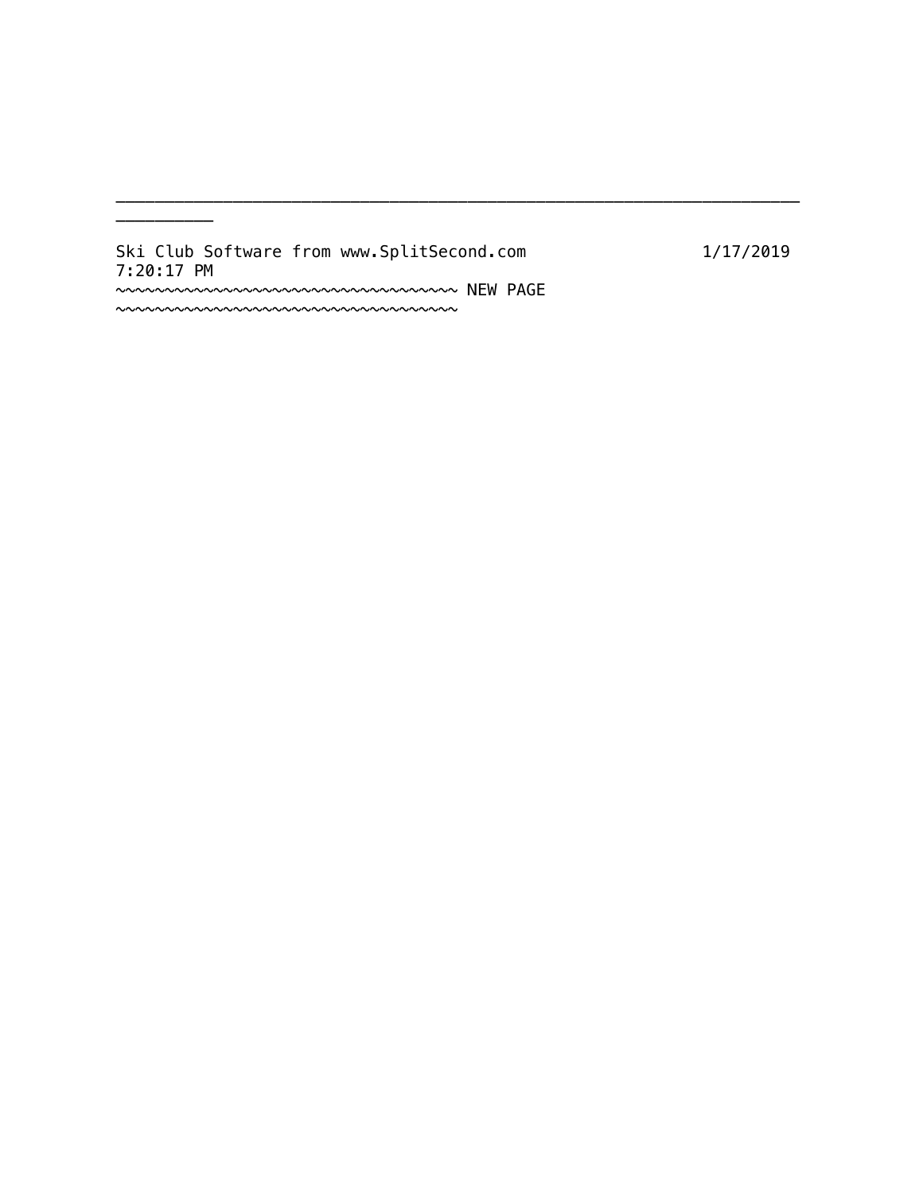___

Ski Club Software from www.SplitSecond.com 1/17/2019 7:20:17 PM

~~~~~~~~~~~~~~~~~~~~~~~~~~~~~~~~~~~ NEW PAGE ~~~~~~~~~~~~~~~~~~~~~~~~~~~~~~~~~~~